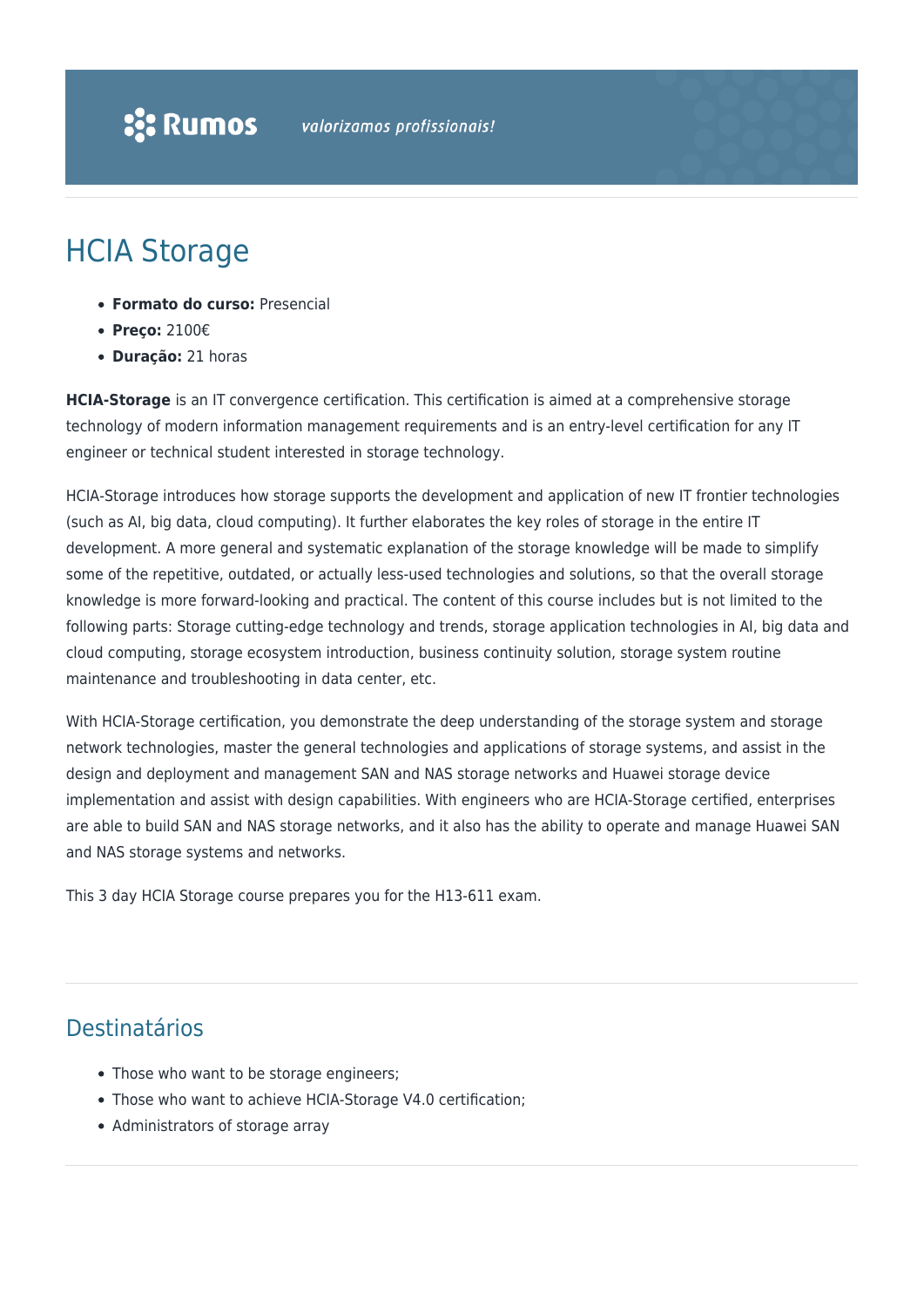# HCIA Storage

- **Formato do curso:** Presencial
- **Preço:** 2100€
- **Duração:** 21 horas

**HCIA-Storage** is an IT convergence certification. This certification is aimed at a comprehensive storage technology of modern information management requirements and is an entry-level certification for any IT engineer or technical student interested in storage technology.

HCIA-Storage introduces how storage supports the development and application of new IT frontier technologies (such as AI, big data, cloud computing). It further elaborates the key roles of storage in the entire IT development. A more general and systematic explanation of the storage knowledge will be made to simplify some of the repetitive, outdated, or actually less-used technologies and solutions, so that the overall storage knowledge is more forward-looking and practical. The content of this course includes but is not limited to the following parts: Storage cutting-edge technology and trends, storage application technologies in AI, big data and cloud computing, storage ecosystem introduction, business continuity solution, storage system routine maintenance and troubleshooting in data center, etc.

With HCIA-Storage certification, you demonstrate the deep understanding of the storage system and storage network technologies, master the general technologies and applications of storage systems, and assist in the design and deployment and management SAN and NAS storage networks and Huawei storage device implementation and assist with design capabilities. With engineers who are HCIA-Storage certified, enterprises are able to build SAN and NAS storage networks, and it also has the ability to operate and manage Huawei SAN and NAS storage systems and networks.

This 3 day HCIA Storage course prepares you for the H13-611 exam.

## Destinatários

- Those who want to be storage engineers;
- Those who want to achieve HCIA-Storage V4.0 certification;
- Administrators of storage array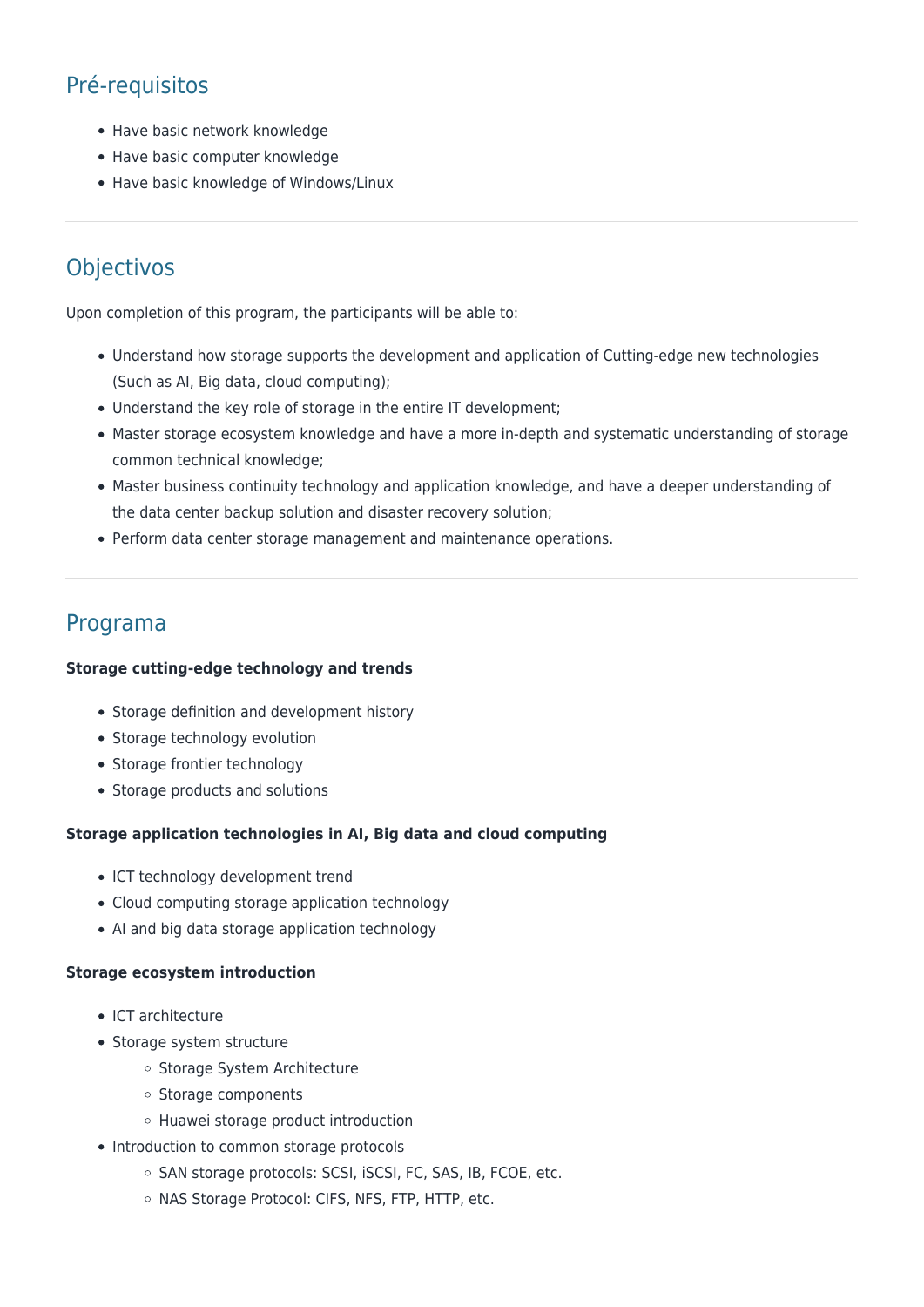## Pré-requisitos

- Have basic network knowledge
- Have basic computer knowledge
- Have basic knowledge of Windows/Linux

---

## Objectivos

Upon completion of this program, the participants will be able to:

- Understand how storage supports the development and application of Cutting-edge new technologies (Such as AI, Big data, cloud computing);
- Understand the key role of storage in the entire IT development;
- Master storage ecosystem knowledge and have a more in-depth and systematic understanding of storage common technical knowledge;
- Master business continuity technology and application knowledge, and have a deeper understanding of the data center backup solution and disaster recovery solution;
- Perform data center storage management and maintenance operations.

---

## Programa

**Storage cutting-edge technology and trends**

- Storage definition and development history
- Storage technology evolution
- Storage frontier technology
- Storage products and solutions

**Storage application technologies in AI, Big data and cloud computing**

- ICT technology development trend
- Cloud computing storage application technology
- AI and big data storage application technology

**Storage ecosystem introduction**

- ICT architecture
- Storage system structure
  - Storage System Architecture
  - Storage components
  - Huawei storage product introduction
- Introduction to common storage protocols
  - SAN storage protocols: SCSI, iSCSI, FC, SAS, IB, FCOE, etc.
  - NAS Storage Protocol: CIFS, NFS, FTP, HTTP, etc.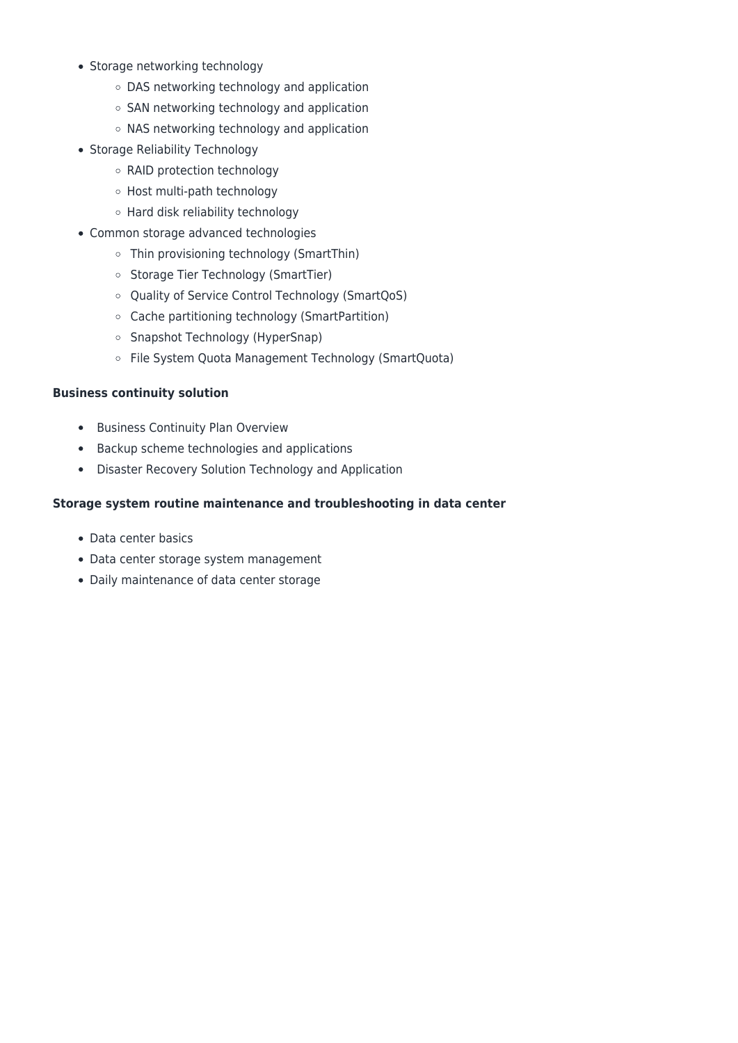- Storage networking technology
  - DAS networking technology and application
  - SAN networking technology and application
  - NAS networking technology and application
- Storage Reliability Technology
  - RAID protection technology
  - Host multi-path technology
  - Hard disk reliability technology
- Common storage advanced technologies
  - Thin provisioning technology (SmartThin)
  - Storage Tier Technology (SmartTier)
  - Quality of Service Control Technology (SmartQoS)
  - Cache partitioning technology (SmartPartition)
  - Snapshot Technology (HyperSnap)
  - File System Quota Management Technology (SmartQuota)

**Business continuity solution**

- Business Continuity Plan Overview
- Backup scheme technologies and applications
- Disaster Recovery Solution Technology and Application

**Storage system routine maintenance and troubleshooting in data center**

- Data center basics
- Data center storage system management
- Daily maintenance of data center storage